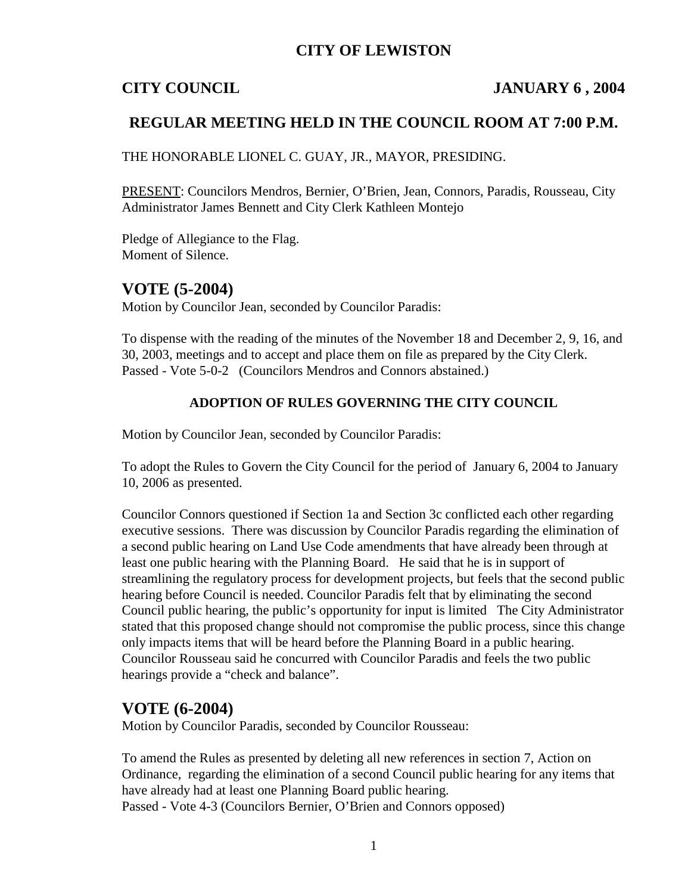# CITY OF LEWISTON

**CITY COUNCIL** **JANUARY 6 , 2004**

## REGULAR MEETING HELD IN THE COUNCIL ROOM AT 7:00 P.M.

THE HONORABLE LIONEL C. GUAY, JR., MAYOR, PRESIDING.

PRESENT: Councilors Mendros, Bernier, O'Brien, Jean, Connors, Paradis, Rousseau, City Administrator James Bennett and City Clerk Kathleen Montejo

Pledge of Allegiance to the Flag.
Moment of Silence.

## VOTE (5-2004)

Motion by Councilor Jean, seconded by Councilor Paradis:

To dispense with the reading of the minutes of the November 18 and December 2, 9, 16, and 30, 2003, meetings and to accept and place them on file as prepared by the City Clerk.
Passed - Vote 5-0-2 (Councilors Mendros and Connors abstained.)

### ADOPTION OF RULES GOVERNING THE CITY COUNCIL

Motion by Councilor Jean, seconded by Councilor Paradis:

To adopt the Rules to Govern the City Council for the period of January 6, 2004 to January 10, 2006 as presented.

Councilor Connors questioned if Section 1a and Section 3c conflicted each other regarding executive sessions. There was discussion by Councilor Paradis regarding the elimination of a second public hearing on Land Use Code amendments that have already been through at least one public hearing with the Planning Board. He said that he is in support of streamlining the regulatory process for development projects, but feels that the second public hearing before Council is needed. Councilor Paradis felt that by eliminating the second Council public hearing, the public's opportunity for input is limited The City Administrator stated that this proposed change should not compromise the public process, since this change only impacts items that will be heard before the Planning Board in a public hearing. Councilor Rousseau said he concurred with Councilor Paradis and feels the two public hearings provide a "check and balance".

## VOTE (6-2004)

Motion by Councilor Paradis, seconded by Councilor Rousseau:

To amend the Rules as presented by deleting all new references in section 7, Action on Ordinance, regarding the elimination of a second Council public hearing for any items that have already had at least one Planning Board public hearing.
Passed - Vote 4-3 (Councilors Bernier, O'Brien and Connors opposed)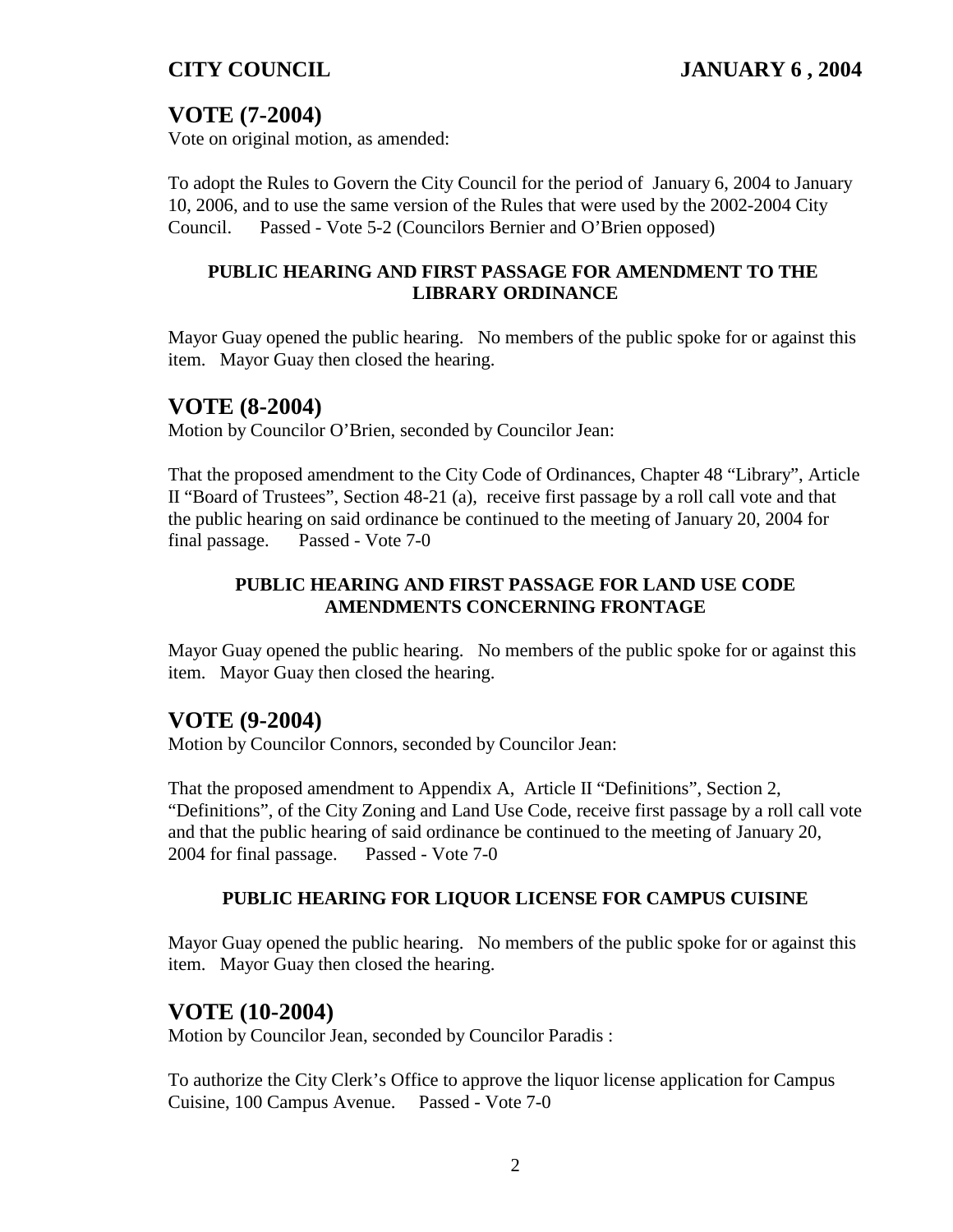## VOTE (7-2004)

Vote on original motion, as amended:

To adopt the Rules to Govern the City Council for the period of January 6, 2004 to January 10, 2006, and to use the same version of the Rules that were used by the 2002-2004 City Council. Passed - Vote 5-2 (Councilors Bernier and O'Brien opposed)

**PUBLIC HEARING AND FIRST PASSAGE FOR AMENDMENT TO THE LIBRARY ORDINANCE**

Mayor Guay opened the public hearing. No members of the public spoke for or against this item. Mayor Guay then closed the hearing.

## VOTE (8-2004)

Motion by Councilor O'Brien, seconded by Councilor Jean:

That the proposed amendment to the City Code of Ordinances, Chapter 48 "Library", Article II "Board of Trustees", Section 48-21 (a), receive first passage by a roll call vote and that the public hearing on said ordinance be continued to the meeting of January 20, 2004 for final passage. Passed - Vote 7-0

**PUBLIC HEARING AND FIRST PASSAGE FOR LAND USE CODE AMENDMENTS CONCERNING FRONTAGE**

Mayor Guay opened the public hearing. No members of the public spoke for or against this item. Mayor Guay then closed the hearing.

## VOTE (9-2004)

Motion by Councilor Connors, seconded by Councilor Jean:

That the proposed amendment to Appendix A, Article II "Definitions", Section 2, "Definitions", of the City Zoning and Land Use Code, receive first passage by a roll call vote and that the public hearing of said ordinance be continued to the meeting of January 20, 2004 for final passage. Passed - Vote 7-0

**PUBLIC HEARING FOR LIQUOR LICENSE FOR CAMPUS CUISINE**

Mayor Guay opened the public hearing. No members of the public spoke for or against this item. Mayor Guay then closed the hearing.

## VOTE (10-2004)

Motion by Councilor Jean, seconded by Councilor Paradis :

To authorize the City Clerk's Office to approve the liquor license application for Campus Cuisine, 100 Campus Avenue. Passed - Vote 7-0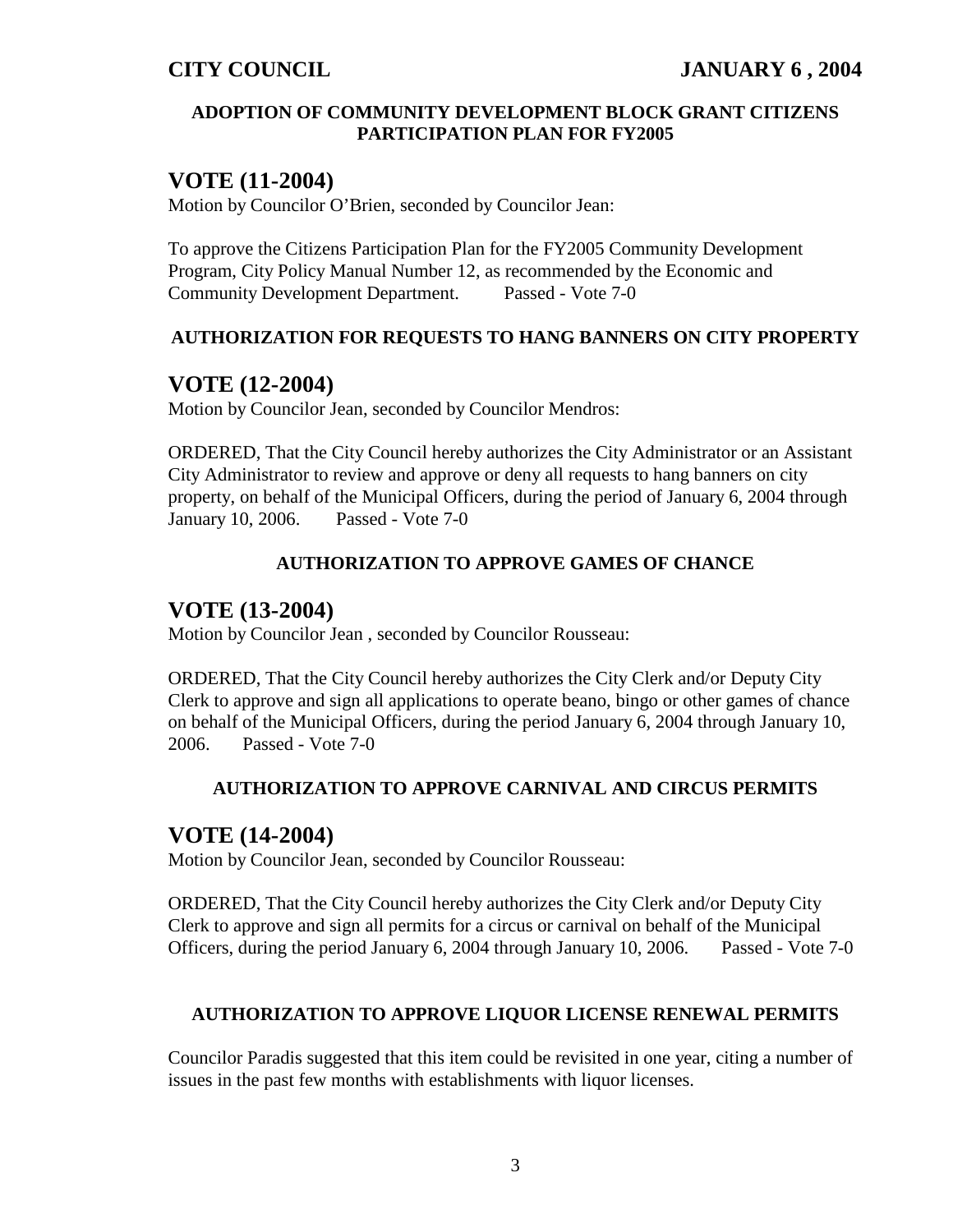### ADOPTION OF COMMUNITY DEVELOPMENT BLOCK GRANT CITIZENS PARTICIPATION PLAN FOR FY2005

## VOTE (11-2004)

Motion by Councilor O'Brien, seconded by Councilor Jean:

To approve the Citizens Participation Plan for the FY2005 Community Development Program, City Policy Manual Number 12, as recommended by the Economic and Community Development Department. Passed - Vote 7-0

### AUTHORIZATION FOR REQUESTS TO HANG BANNERS ON CITY PROPERTY

## VOTE (12-2004)

Motion by Councilor Jean, seconded by Councilor Mendros:

ORDERED, That the City Council hereby authorizes the City Administrator or an Assistant City Administrator to review and approve or deny all requests to hang banners on city property, on behalf of the Municipal Officers, during the period of January 6, 2004 through January 10, 2006. Passed - Vote 7-0

### AUTHORIZATION TO APPROVE GAMES OF CHANCE

## VOTE (13-2004)

Motion by Councilor Jean , seconded by Councilor Rousseau:

ORDERED, That the City Council hereby authorizes the City Clerk and/or Deputy City Clerk to approve and sign all applications to operate beano, bingo or other games of chance on behalf of the Municipal Officers, during the period January 6, 2004 through January 10, 2006. Passed - Vote 7-0

### AUTHORIZATION TO APPROVE CARNIVAL AND CIRCUS PERMITS

## VOTE (14-2004)

Motion by Councilor Jean, seconded by Councilor Rousseau:

ORDERED, That the City Council hereby authorizes the City Clerk and/or Deputy City Clerk to approve and sign all permits for a circus or carnival on behalf of the Municipal Officers, during the period January 6, 2004 through January 10, 2006. Passed - Vote 7-0

### AUTHORIZATION TO APPROVE LIQUOR LICENSE RENEWAL PERMITS

Councilor Paradis suggested that this item could be revisited in one year, citing a number of issues in the past few months with establishments with liquor licenses.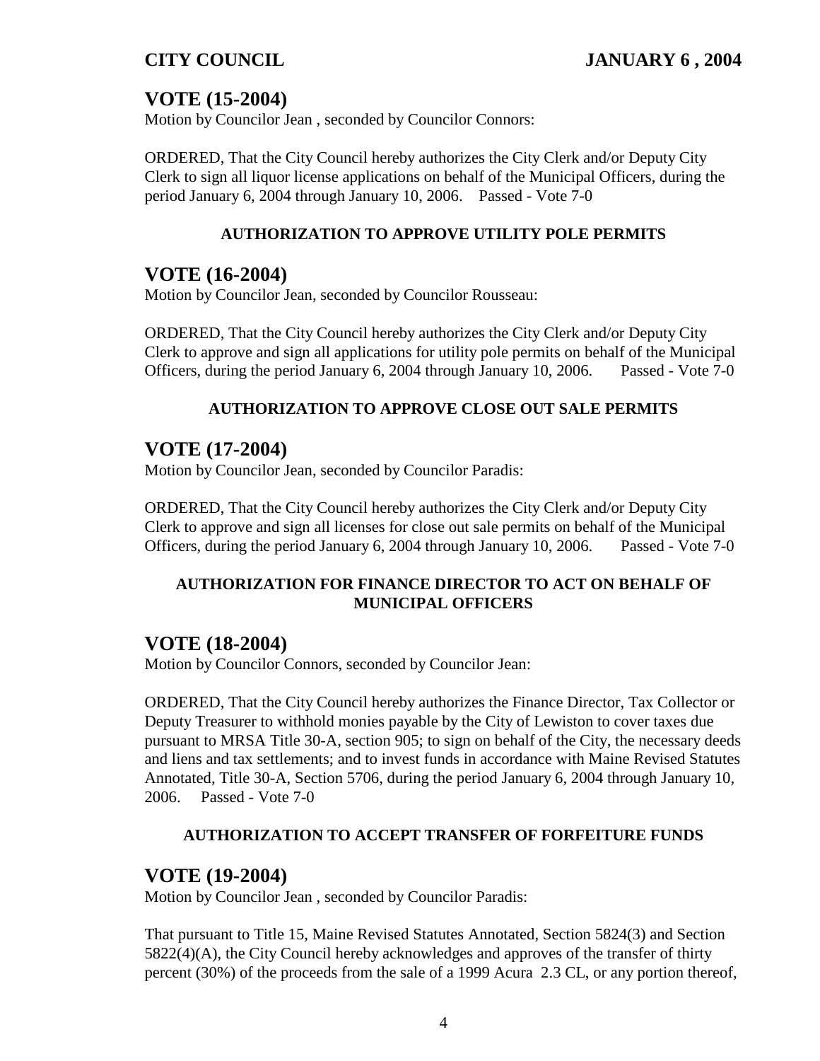## VOTE (15-2004)

Motion by Councilor Jean , seconded by Councilor Connors:

ORDERED, That the City Council hereby authorizes the City Clerk and/or Deputy City Clerk to sign all liquor license applications on behalf of the Municipal Officers, during the period January 6, 2004 through January 10, 2006. Passed - Vote 7-0

### AUTHORIZATION TO APPROVE UTILITY POLE PERMITS

## VOTE (16-2004)

Motion by Councilor Jean, seconded by Councilor Rousseau:

ORDERED, That the City Council hereby authorizes the City Clerk and/or Deputy City Clerk to approve and sign all applications for utility pole permits on behalf of the Municipal Officers, during the period January 6, 2004 through January 10, 2006. Passed - Vote 7-0

### AUTHORIZATION TO APPROVE CLOSE OUT SALE PERMITS

## VOTE (17-2004)

Motion by Councilor Jean, seconded by Councilor Paradis:

ORDERED, That the City Council hereby authorizes the City Clerk and/or Deputy City Clerk to approve and sign all licenses for close out sale permits on behalf of the Municipal Officers, during the period January 6, 2004 through January 10, 2006. Passed - Vote 7-0

### AUTHORIZATION FOR FINANCE DIRECTOR TO ACT ON BEHALF OF MUNICIPAL OFFICERS

## VOTE (18-2004)

Motion by Councilor Connors, seconded by Councilor Jean:

ORDERED, That the City Council hereby authorizes the Finance Director, Tax Collector or Deputy Treasurer to withhold monies payable by the City of Lewiston to cover taxes due pursuant to MRSA Title 30-A, section 905; to sign on behalf of the City, the necessary deeds and liens and tax settlements; and to invest funds in accordance with Maine Revised Statutes Annotated, Title 30-A, Section 5706, during the period January 6, 2004 through January 10, 2006. Passed - Vote 7-0

### AUTHORIZATION TO ACCEPT TRANSFER OF FORFEITURE FUNDS

## VOTE (19-2004)

Motion by Councilor Jean , seconded by Councilor Paradis:

That pursuant to Title 15, Maine Revised Statutes Annotated, Section 5824(3) and Section 5822(4)(A), the City Council hereby acknowledges and approves of the transfer of thirty percent (30%) of the proceeds from the sale of a 1999 Acura 2.3 CL, or any portion thereof,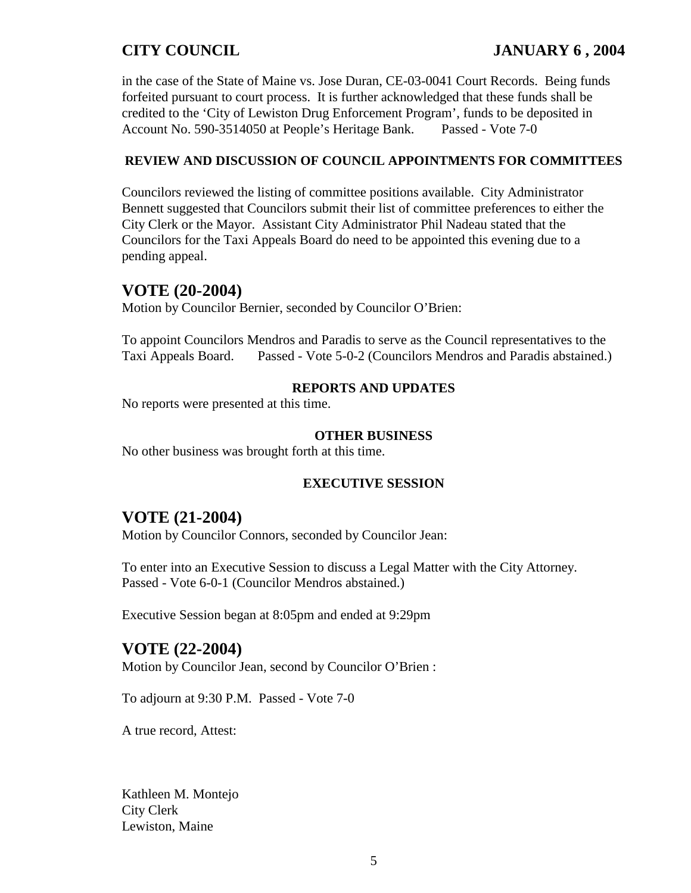in the case of the State of Maine vs. Jose Duran, CE-03-0041 Court Records. Being funds forfeited pursuant to court process. It is further acknowledged that these funds shall be credited to the 'City of Lewiston Drug Enforcement Program', funds to be deposited in Account No. 590-3514050 at People's Heritage Bank. Passed - Vote 7-0

**REVIEW AND DISCUSSION OF COUNCIL APPOINTMENTS FOR COMMITTEES**

Councilors reviewed the listing of committee positions available. City Administrator Bennett suggested that Councilors submit their list of committee preferences to either the City Clerk or the Mayor. Assistant City Administrator Phil Nadeau stated that the Councilors for the Taxi Appeals Board do need to be appointed this evening due to a pending appeal.

## VOTE (20-2004)

Motion by Councilor Bernier, seconded by Councilor O'Brien:

To appoint Councilors Mendros and Paradis to serve as the Council representatives to the Taxi Appeals Board. Passed - Vote 5-0-2 (Councilors Mendros and Paradis abstained.)

**REPORTS AND UPDATES**

No reports were presented at this time.

**OTHER BUSINESS**

No other business was brought forth at this time.

**EXECUTIVE SESSION**

## VOTE (21-2004)

Motion by Councilor Connors, seconded by Councilor Jean:

To enter into an Executive Session to discuss a Legal Matter with the City Attorney. Passed - Vote 6-0-1 (Councilor Mendros abstained.)

Executive Session began at 8:05pm and ended at 9:29pm

## VOTE (22-2004)

Motion by Councilor Jean, second by Councilor O'Brien :

To adjourn at 9:30 P.M. Passed - Vote 7-0

A true record, Attest:

Kathleen M. Montejo
City Clerk
Lewiston, Maine